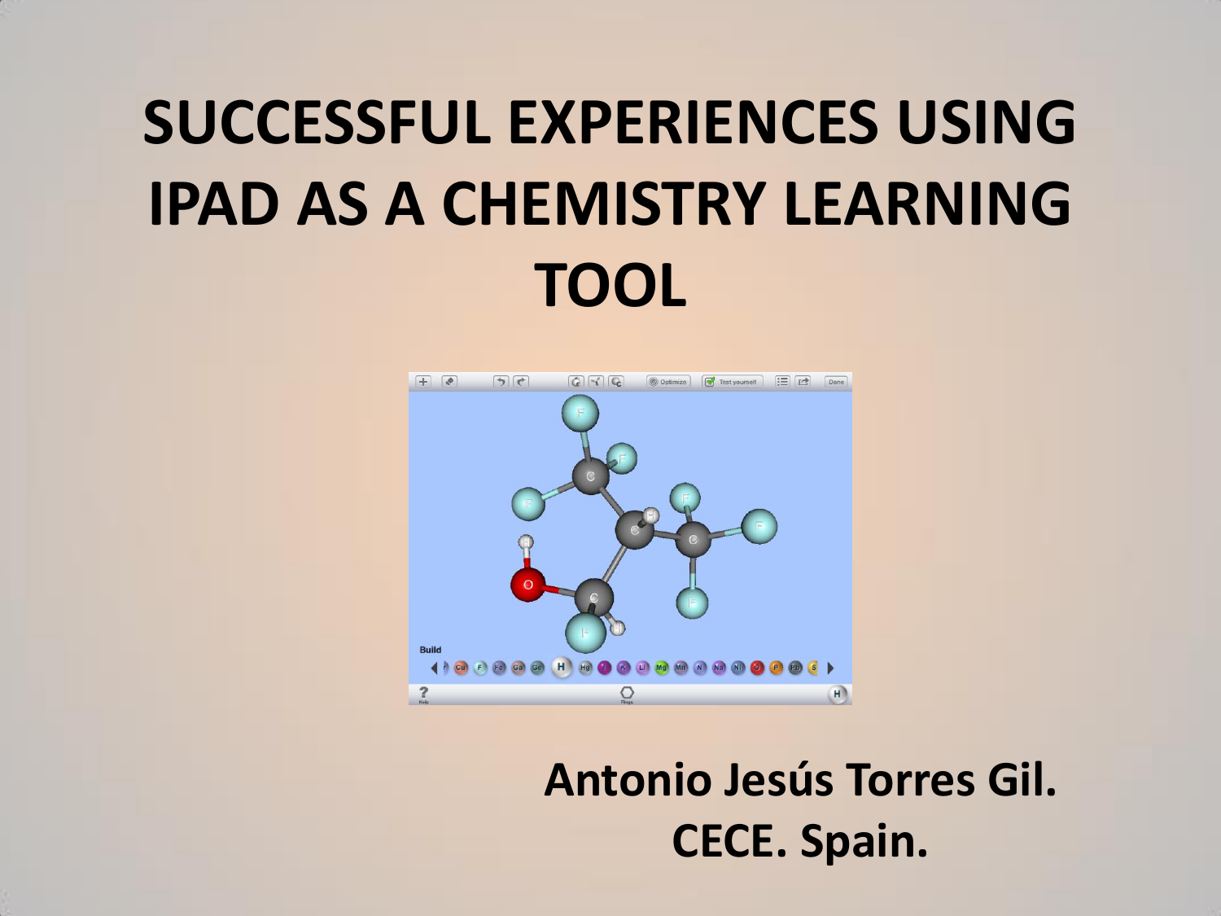# SUCCESSFUL EXPERIENCES USING IPAD AS A CHEMISTRY LEARNING TOOL

**Antonio Jesús Torres Gil.**
**CECE. Spain.**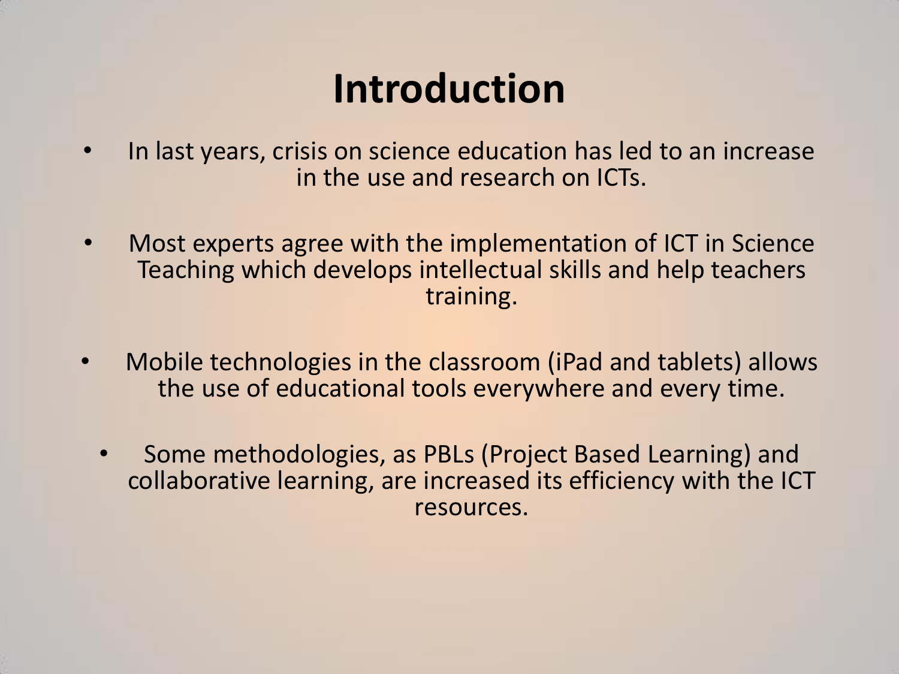# Introduction

- In last years, crisis on science education has led to an increase in the use and research on ICTs.
- Most experts agree with the implementation of ICT in Science Teaching which develops intellectual skills and help teachers training.
- Mobile technologies in the classroom (iPad and tablets) allows the use of educational tools everywhere and every time.
- Some methodologies, as PBLs (Project Based Learning) and collaborative learning, are increased its efficiency with the ICT resources.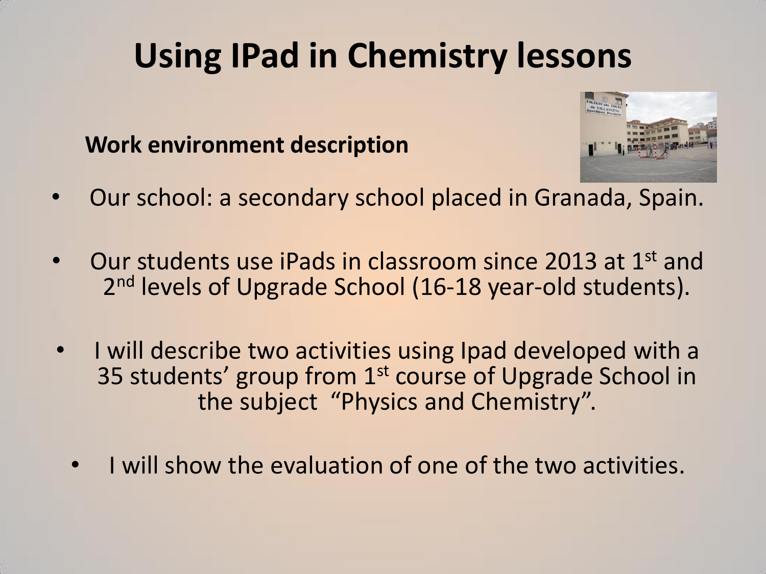# Using IPad in Chemistry lessons

**Work environment description**

- Our school: a secondary school placed in Granada, Spain.
- Our students use iPads in classroom since 2013 at 1st and 2nd levels of Upgrade School (16-18 year-old students).
- I will describe two activities using Ipad developed with a 35 students' group from 1st course of Upgrade School in the subject "Physics and Chemistry".
- I will show the evaluation of one of the two activities.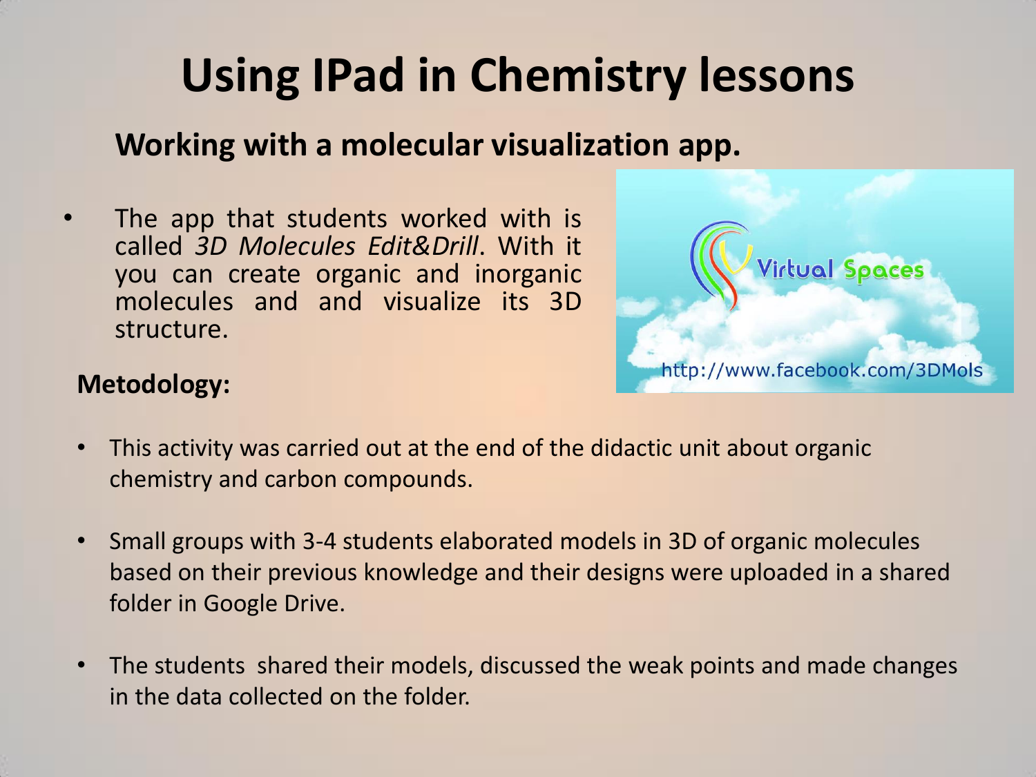# Using IPad in Chemistry lessons

## Working with a molecular visualization app.

- The app that students worked with is called *3D Molecules Edit&Drill*. With it you can create organic and inorganic molecules and and visualize its 3D structure.

**Metodology:**

- This activity was carried out at the end of the didactic unit about organic chemistry and carbon compounds.
- Small groups with 3-4 students elaborated models in 3D of organic molecules based on their previous knowledge and their designs were uploaded in a shared folder in Google Drive.
- The students shared their models, discussed the weak points and made changes in the data collected on the folder.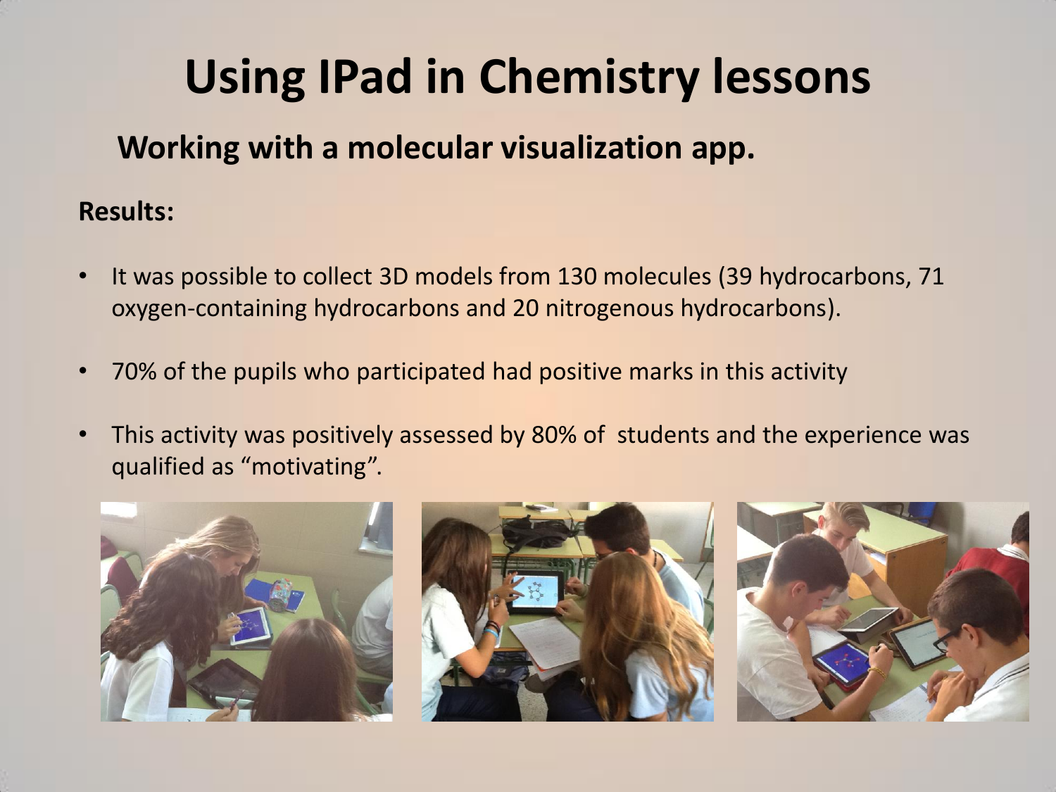# Using IPad in Chemistry lessons

## Working with a molecular visualization app.

**Results:**

- It was possible to collect 3D models from 130 molecules (39 hydrocarbons, 71 oxygen-containing hydrocarbons and 20 nitrogenous hydrocarbons).
- 70% of the pupils who participated had positive marks in this activity
- This activity was positively assessed by 80% of students and the experience was qualified as “motivating”.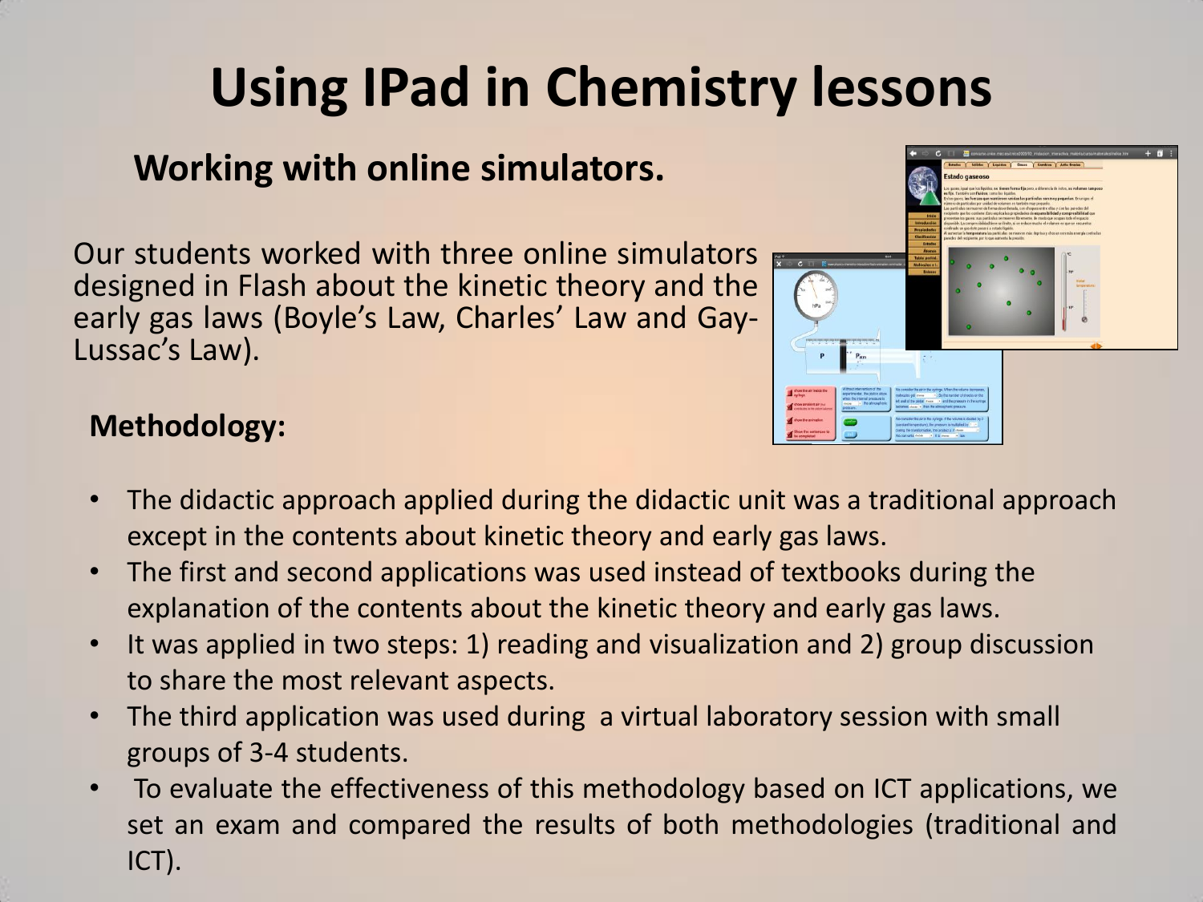# Using IPad in Chemistry lessons

## Working with online simulators.

Our students worked with three online simulators designed in Flash about the kinetic theory and the early gas laws (Boyle's Law, Charles' Law and Gay-Lussac's Law).

### Methodology:

- The didactic approach applied during the didactic unit was a traditional approach except in the contents about kinetic theory and early gas laws.
- The first and second applications was used instead of textbooks during the explanation of the contents about the kinetic theory and early gas laws.
- It was applied in two steps: 1) reading and visualization and 2) group discussion to share the most relevant aspects.
- The third application was used during a virtual laboratory session with small groups of 3-4 students.
- To evaluate the effectiveness of this methodology based on ICT applications, we set an exam and compared the results of both methodologies (traditional and ICT).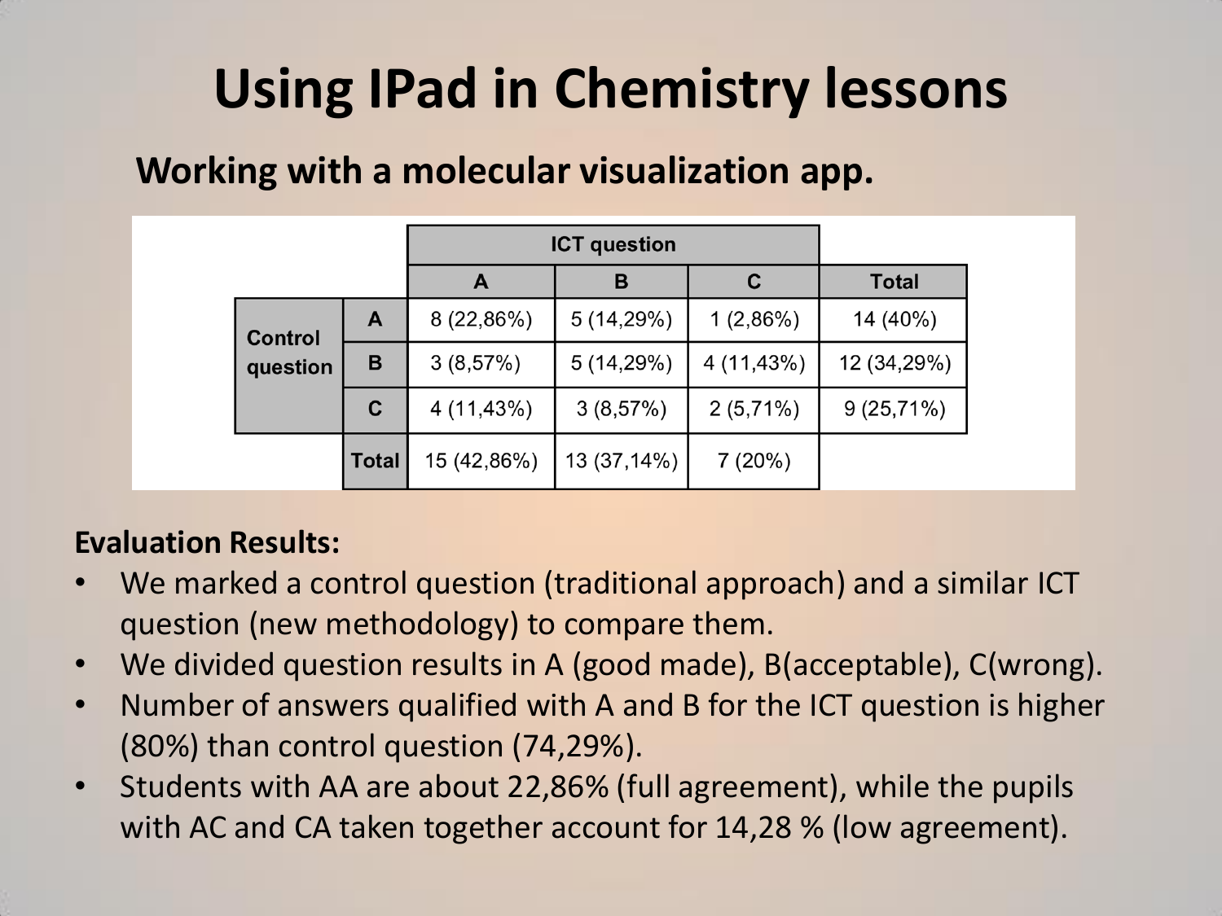# Using IPad in Chemistry lessons

## Working with a molecular visualization app.

| | | ICT question | | | |
|---|---|---|---|---|---|
| | | A | B | C | Total |
| Control question | A | 8 (22,86%) | 5 (14,29%) | 1 (2,86%) | 14 (40%) |
| | B | 3 (8,57%) | 5 (14,29%) | 4 (11,43%) | 12 (34,29%) |
| | C | 4 (11,43%) | 3 (8,57%) | 2 (5,71%) | 9 (25,71%) |
| | Total | 15 (42,86%) | 13 (37,14%) | 7 (20%) | |

**Evaluation Results:**

- We marked a control question (traditional approach) and a similar ICT question (new methodology) to compare them.
- We divided question results in A (good made), B(acceptable), C(wrong).
- Number of answers qualified with A and B for the ICT question is higher (80%) than control question (74,29%).
- Students with AA are about 22,86% (full agreement), while the pupils with AC and CA taken together account for 14,28 % (low agreement).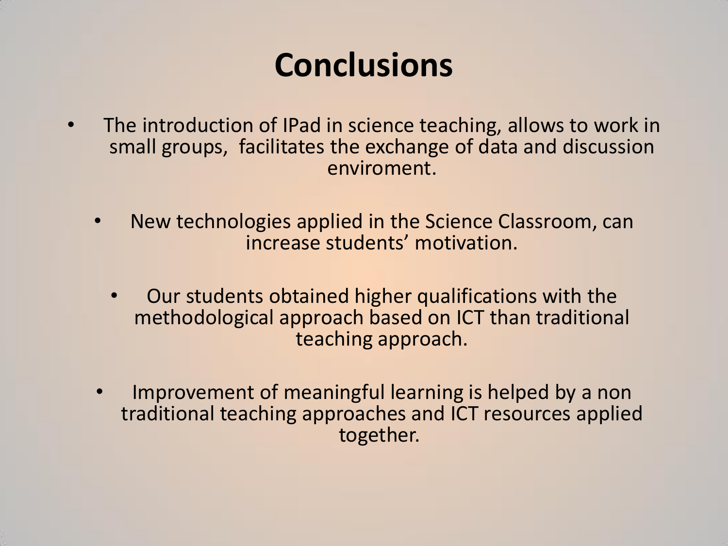# Conclusions

- The introduction of IPad in science teaching, allows to work in small groups, facilitates the exchange of data and discussion enviroment.
- New technologies applied in the Science Classroom, can increase students' motivation.
- Our students obtained higher qualifications with the methodological approach based on ICT than traditional teaching approach.
- Improvement of meaningful learning is helped by a non traditional teaching approaches and ICT resources applied together.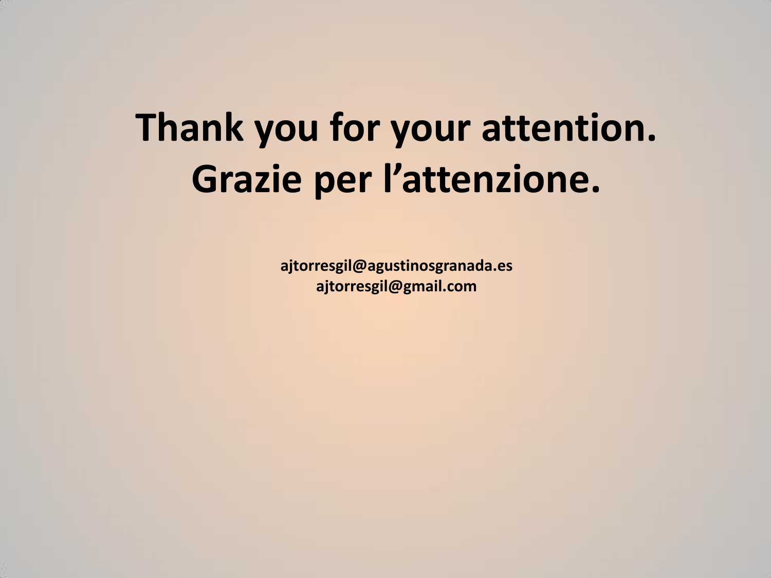# Thank you for your attention.
# Grazie per l’attenzione.

**ajtorresgil@agustinosgranada.es**
**ajtorresgil@gmail.com**